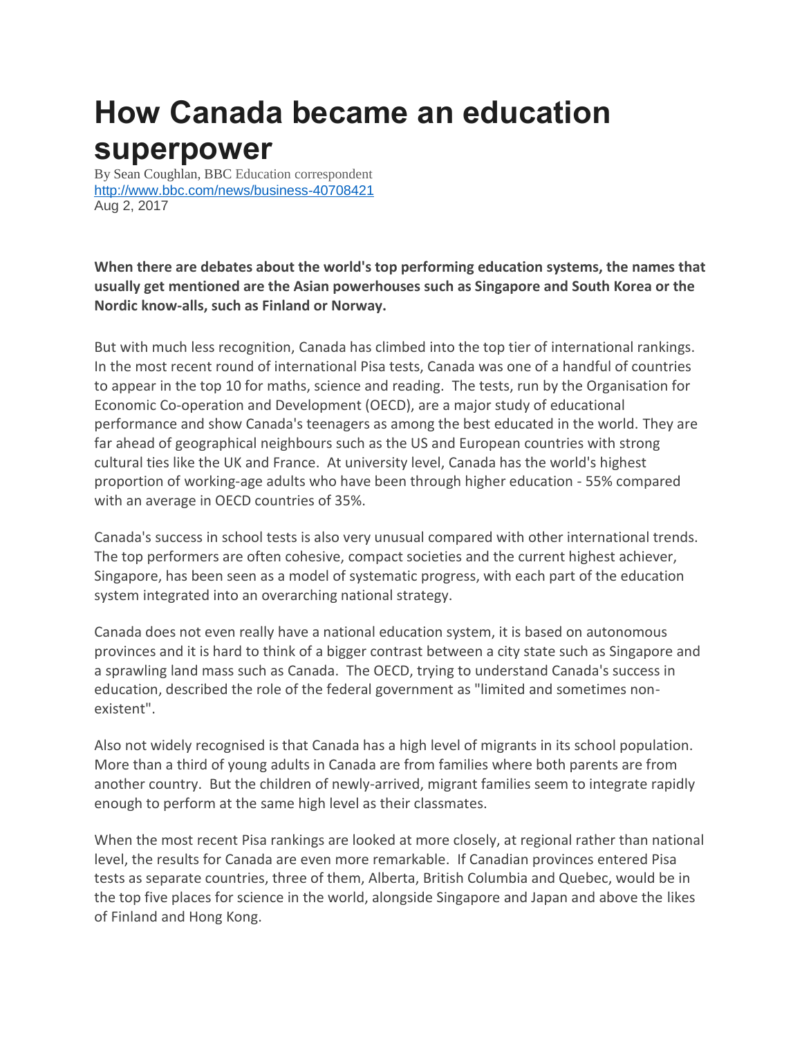# How Canada became an education superpower

By Sean Coughlan, BBC Education correspondent
http://www.bbc.com/news/business-40708421
Aug 2, 2017

**When there are debates about the world's top performing education systems, the names that usually get mentioned are the Asian powerhouses such as Singapore and South Korea or the Nordic know-alls, such as Finland or Norway.**

But with much less recognition, Canada has climbed into the top tier of international rankings. In the most recent round of international Pisa tests, Canada was one of a handful of countries to appear in the top 10 for maths, science and reading. The tests, run by the Organisation for Economic Co-operation and Development (OECD), are a major study of educational performance and show Canada's teenagers as among the best educated in the world. They are far ahead of geographical neighbours such as the US and European countries with strong cultural ties like the UK and France. At university level, Canada has the world's highest proportion of working-age adults who have been through higher education - 55% compared with an average in OECD countries of 35%.

Canada's success in school tests is also very unusual compared with other international trends. The top performers are often cohesive, compact societies and the current highest achiever, Singapore, has been seen as a model of systematic progress, with each part of the education system integrated into an overarching national strategy.

Canada does not even really have a national education system, it is based on autonomous provinces and it is hard to think of a bigger contrast between a city state such as Singapore and a sprawling land mass such as Canada. The OECD, trying to understand Canada's success in education, described the role of the federal government as "limited and sometimes non-existent".

Also not widely recognised is that Canada has a high level of migrants in its school population. More than a third of young adults in Canada are from families where both parents are from another country. But the children of newly-arrived, migrant families seem to integrate rapidly enough to perform at the same high level as their classmates.

When the most recent Pisa rankings are looked at more closely, at regional rather than national level, the results for Canada are even more remarkable. If Canadian provinces entered Pisa tests as separate countries, three of them, Alberta, British Columbia and Quebec, would be in the top five places for science in the world, alongside Singapore and Japan and above the likes of Finland and Hong Kong.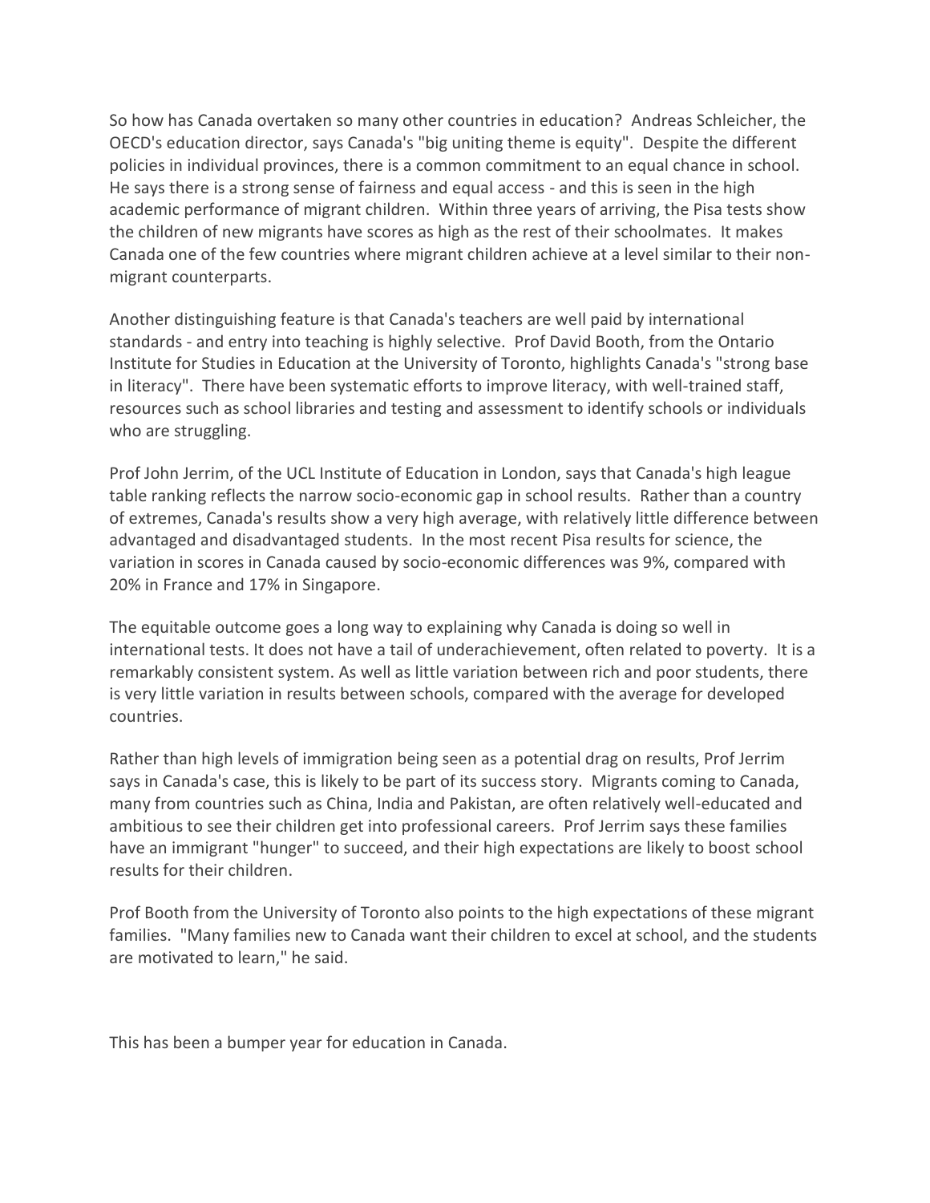So how has Canada overtaken so many other countries in education? Andreas Schleicher, the OECD's education director, says Canada's "big uniting theme is equity". Despite the different policies in individual provinces, there is a common commitment to an equal chance in school. He says there is a strong sense of fairness and equal access - and this is seen in the high academic performance of migrant children. Within three years of arriving, the Pisa tests show the children of new migrants have scores as high as the rest of their schoolmates. It makes Canada one of the few countries where migrant children achieve at a level similar to their non-migrant counterparts.

Another distinguishing feature is that Canada's teachers are well paid by international standards - and entry into teaching is highly selective. Prof David Booth, from the Ontario Institute for Studies in Education at the University of Toronto, highlights Canada's "strong base in literacy". There have been systematic efforts to improve literacy, with well-trained staff, resources such as school libraries and testing and assessment to identify schools or individuals who are struggling.

Prof John Jerrim, of the UCL Institute of Education in London, says that Canada's high league table ranking reflects the narrow socio-economic gap in school results. Rather than a country of extremes, Canada's results show a very high average, with relatively little difference between advantaged and disadvantaged students. In the most recent Pisa results for science, the variation in scores in Canada caused by socio-economic differences was 9%, compared with 20% in France and 17% in Singapore.

The equitable outcome goes a long way to explaining why Canada is doing so well in international tests. It does not have a tail of underachievement, often related to poverty. It is a remarkably consistent system. As well as little variation between rich and poor students, there is very little variation in results between schools, compared with the average for developed countries.

Rather than high levels of immigration being seen as a potential drag on results, Prof Jerrim says in Canada's case, this is likely to be part of its success story. Migrants coming to Canada, many from countries such as China, India and Pakistan, are often relatively well-educated and ambitious to see their children get into professional careers. Prof Jerrim says these families have an immigrant "hunger" to succeed, and their high expectations are likely to boost school results for their children.

Prof Booth from the University of Toronto also points to the high expectations of these migrant families. "Many families new to Canada want their children to excel at school, and the students are motivated to learn," he said.

This has been a bumper year for education in Canada.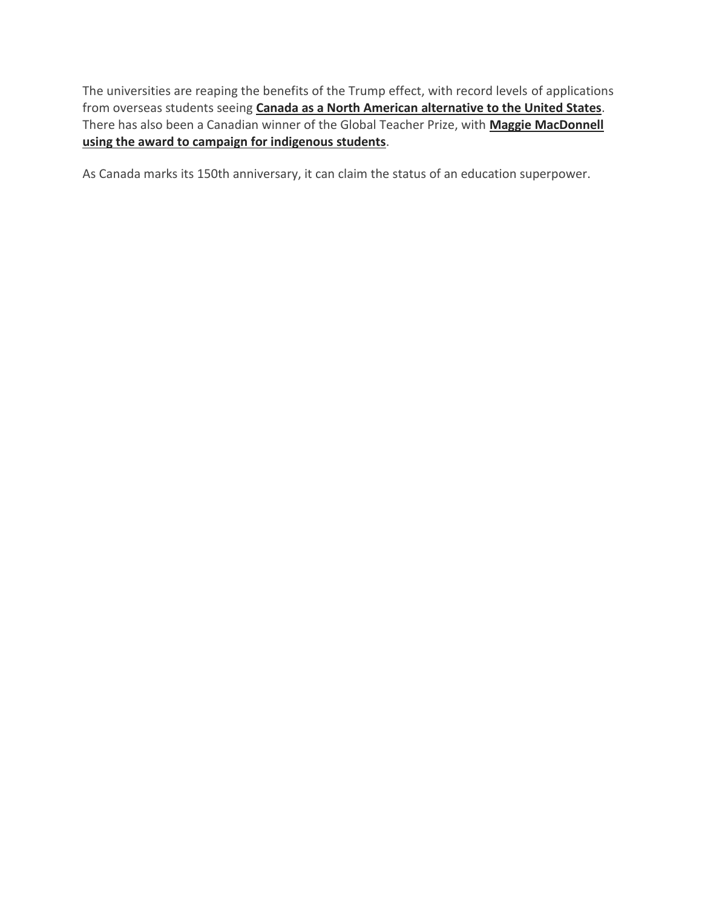The universities are reaping the benefits of the Trump effect, with record levels of applications from overseas students seeing **Canada as a North American alternative to the United States**. There has also been a Canadian winner of the Global Teacher Prize, with **Maggie MacDonnell using the award to campaign for indigenous students**.

As Canada marks its 150th anniversary, it can claim the status of an education superpower.